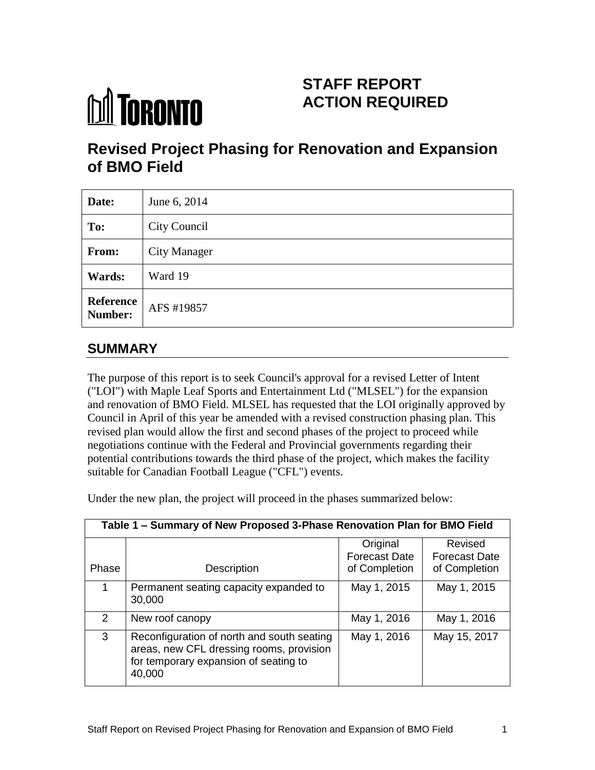# STAFF REPORT ACTION REQUIRED

## Revised Project Phasing for Renovation and Expansion of BMO Field

| | |
|---|---|
| **Date:** | June 6, 2014 |
| **To:** | City Council |
| **From:** | City Manager |
| **Wards:** | Ward 19 |
| **Reference Number:** | AFS #19857 |

## SUMMARY

The purpose of this report is to seek Council's approval for a revised Letter of Intent ("LOI") with Maple Leaf Sports and Entertainment Ltd ("MLSEL") for the expansion and renovation of BMO Field. MLSEL has requested that the LOI originally approved by Council in April of this year be amended with a revised construction phasing plan. This revised plan would allow the first and second phases of the project to proceed while negotiations continue with the Federal and Provincial governments regarding their potential contributions towards the third phase of the project, which makes the facility suitable for Canadian Football League ("CFL") events.

Under the new plan, the project will proceed in the phases summarized below:

**Table 1 – Summary of New Proposed 3-Phase Renovation Plan for BMO Field**

| Phase | Description | Original Forecast Date of Completion | Revised Forecast Date of Completion |
|---|---|---|---|
| 1 | Permanent seating capacity expanded to 30,000 | May 1, 2015 | May 1, 2015 |
| 2 | New roof canopy | May 1, 2016 | May 1, 2016 |
| 3 | Reconfiguration of north and south seating areas, new CFL dressing rooms, provision for temporary expansion of seating to 40,000 | May 1, 2016 | May 15, 2017 |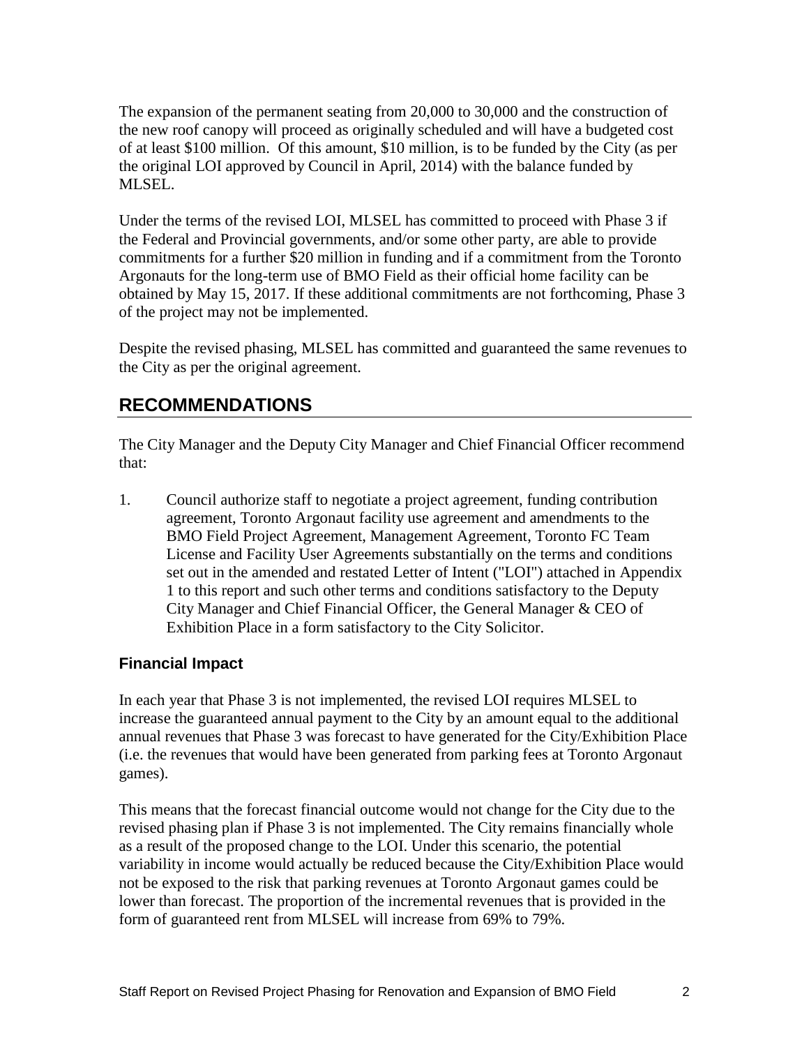The expansion of the permanent seating from 20,000 to 30,000 and the construction of the new roof canopy will proceed as originally scheduled and will have a budgeted cost of at least $100 million. Of this amount, $10 million, is to be funded by the City (as per the original LOI approved by Council in April, 2014) with the balance funded by MLSEL.

Under the terms of the revised LOI, MLSEL has committed to proceed with Phase 3 if the Federal and Provincial governments, and/or some other party, are able to provide commitments for a further $20 million in funding and if a commitment from the Toronto Argonauts for the long-term use of BMO Field as their official home facility can be obtained by May 15, 2017. If these additional commitments are not forthcoming, Phase 3 of the project may not be implemented.

Despite the revised phasing, MLSEL has committed and guaranteed the same revenues to the City as per the original agreement.

## RECOMMENDATIONS

The City Manager and the Deputy City Manager and Chief Financial Officer recommend that:

1. Council authorize staff to negotiate a project agreement, funding contribution agreement, Toronto Argonaut facility use agreement and amendments to the BMO Field Project Agreement, Management Agreement, Toronto FC Team License and Facility User Agreements substantially on the terms and conditions set out in the amended and restated Letter of Intent ("LOI") attached in Appendix 1 to this report and such other terms and conditions satisfactory to the Deputy City Manager and Chief Financial Officer, the General Manager & CEO of Exhibition Place in a form satisfactory to the City Solicitor.

### Financial Impact

In each year that Phase 3 is not implemented, the revised LOI requires MLSEL to increase the guaranteed annual payment to the City by an amount equal to the additional annual revenues that Phase 3 was forecast to have generated for the City/Exhibition Place (i.e. the revenues that would have been generated from parking fees at Toronto Argonaut games).

This means that the forecast financial outcome would not change for the City due to the revised phasing plan if Phase 3 is not implemented. The City remains financially whole as a result of the proposed change to the LOI. Under this scenario, the potential variability in income would actually be reduced because the City/Exhibition Place would not be exposed to the risk that parking revenues at Toronto Argonaut games could be lower than forecast. The proportion of the incremental revenues that is provided in the form of guaranteed rent from MLSEL will increase from 69% to 79%.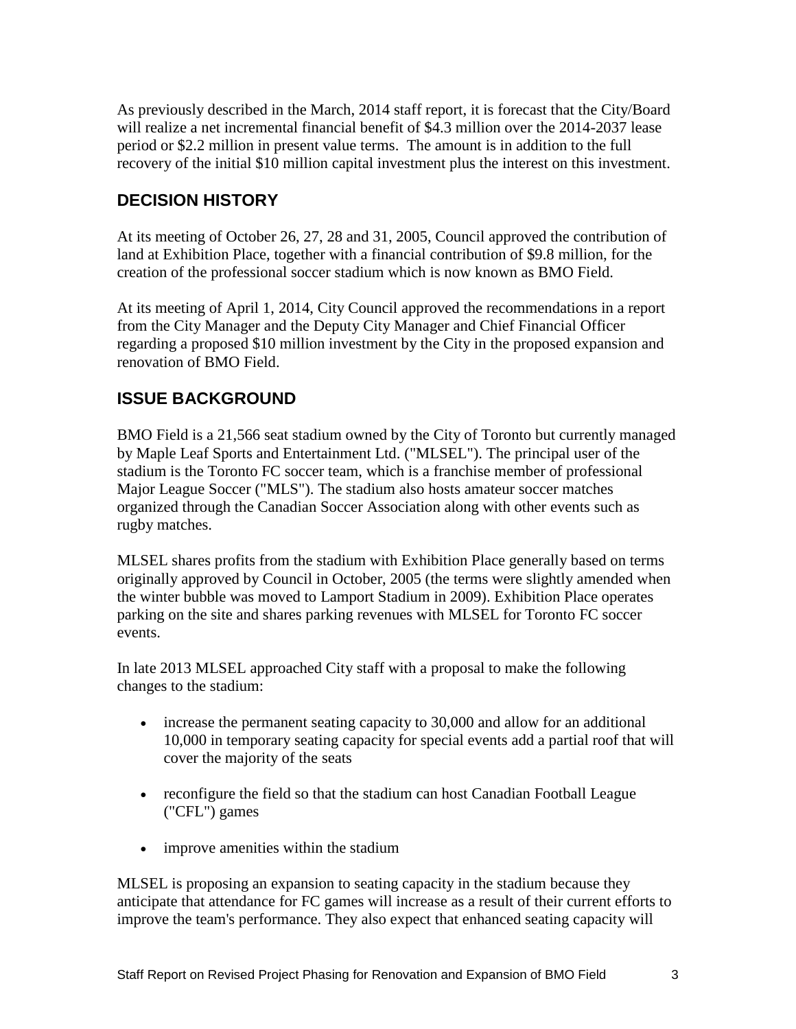As previously described in the March, 2014 staff report, it is forecast that the City/Board will realize a net incremental financial benefit of $4.3 million over the 2014-2037 lease period or $2.2 million in present value terms. The amount is in addition to the full recovery of the initial $10 million capital investment plus the interest on this investment.

## DECISION HISTORY

At its meeting of October 26, 27, 28 and 31, 2005, Council approved the contribution of land at Exhibition Place, together with a financial contribution of $9.8 million, for the creation of the professional soccer stadium which is now known as BMO Field.

At its meeting of April 1, 2014, City Council approved the recommendations in a report from the City Manager and the Deputy City Manager and Chief Financial Officer regarding a proposed $10 million investment by the City in the proposed expansion and renovation of BMO Field.

## ISSUE BACKGROUND

BMO Field is a 21,566 seat stadium owned by the City of Toronto but currently managed by Maple Leaf Sports and Entertainment Ltd. ("MLSEL"). The principal user of the stadium is the Toronto FC soccer team, which is a franchise member of professional Major League Soccer ("MLS"). The stadium also hosts amateur soccer matches organized through the Canadian Soccer Association along with other events such as rugby matches.

MLSEL shares profits from the stadium with Exhibition Place generally based on terms originally approved by Council in October, 2005 (the terms were slightly amended when the winter bubble was moved to Lamport Stadium in 2009). Exhibition Place operates parking on the site and shares parking revenues with MLSEL for Toronto FC soccer events.

In late 2013 MLSEL approached City staff with a proposal to make the following changes to the stadium:

- increase the permanent seating capacity to 30,000 and allow for an additional 10,000 in temporary seating capacity for special events add a partial roof that will cover the majority of the seats
- reconfigure the field so that the stadium can host Canadian Football League ("CFL") games
- improve amenities within the stadium

MLSEL is proposing an expansion to seating capacity in the stadium because they anticipate that attendance for FC games will increase as a result of their current efforts to improve the team's performance. They also expect that enhanced seating capacity will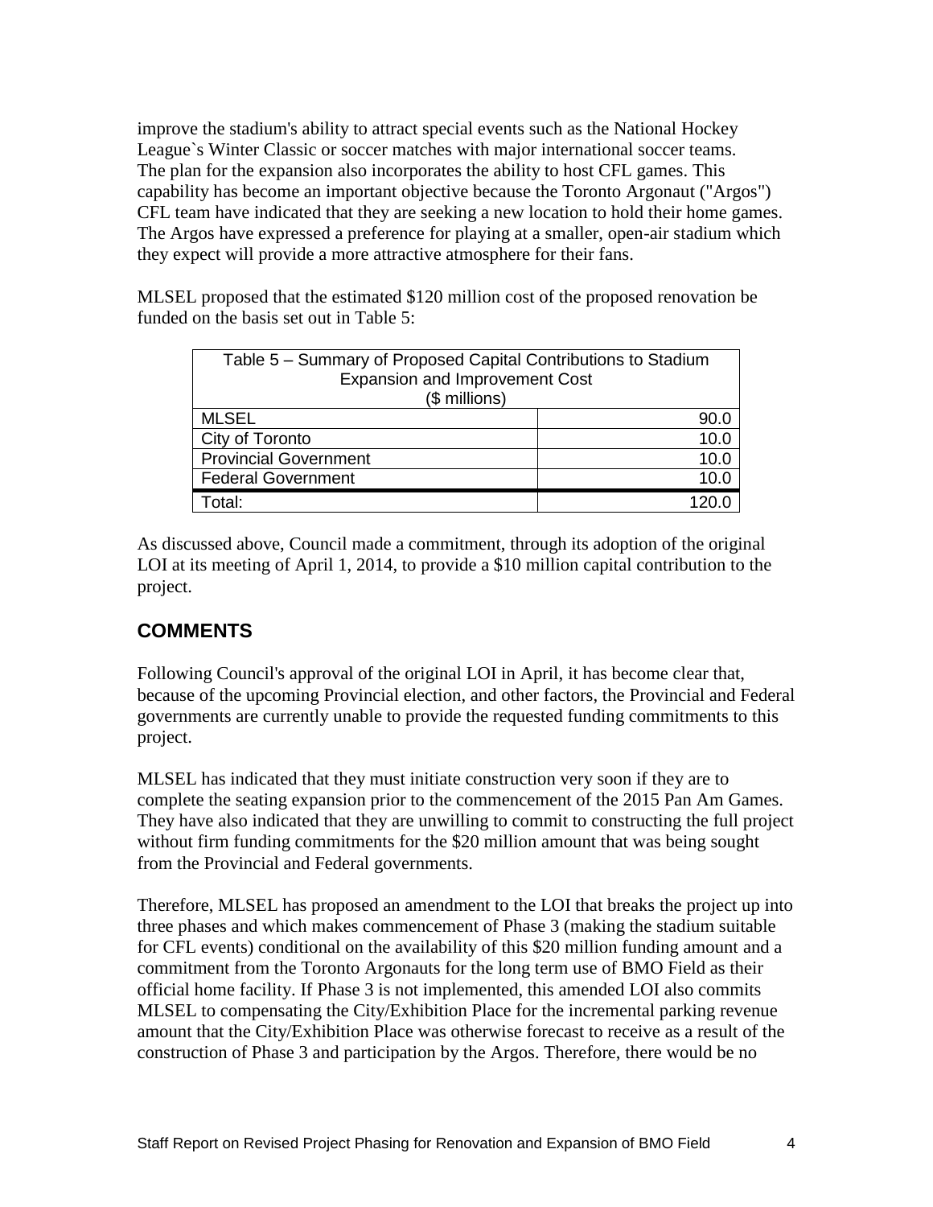improve the stadium's ability to attract special events such as the National Hockey League`s Winter Classic or soccer matches with major international soccer teams. The plan for the expansion also incorporates the ability to host CFL games. This capability has become an important objective because the Toronto Argonaut ("Argos") CFL team have indicated that they are seeking a new location to hold their home games. The Argos have expressed a preference for playing at a smaller, open-air stadium which they expect will provide a more attractive atmosphere for their fans.

MLSEL proposed that the estimated $120 million cost of the proposed renovation be funded on the basis set out in Table 5:

| Table 5 – Summary of Proposed Capital Contributions to Stadium Expansion and Improvement Cost ($ millions) | |
|---|---|
| MLSEL | 90.0 |
| City of Toronto | 10.0 |
| Provincial Government | 10.0 |
| Federal Government | 10.0 |
| Total: | 120.0 |

As discussed above, Council made a commitment, through its adoption of the original LOI at its meeting of April 1, 2014, to provide a $10 million capital contribution to the project.

## COMMENTS

Following Council's approval of the original LOI in April, it has become clear that, because of the upcoming Provincial election, and other factors, the Provincial and Federal governments are currently unable to provide the requested funding commitments to this project.

MLSEL has indicated that they must initiate construction very soon if they are to complete the seating expansion prior to the commencement of the 2015 Pan Am Games. They have also indicated that they are unwilling to commit to constructing the full project without firm funding commitments for the $20 million amount that was being sought from the Provincial and Federal governments.

Therefore, MLSEL has proposed an amendment to the LOI that breaks the project up into three phases and which makes commencement of Phase 3 (making the stadium suitable for CFL events) conditional on the availability of this $20 million funding amount and a commitment from the Toronto Argonauts for the long term use of BMO Field as their official home facility. If Phase 3 is not implemented, this amended LOI also commits MLSEL to compensating the City/Exhibition Place for the incremental parking revenue amount that the City/Exhibition Place was otherwise forecast to receive as a result of the construction of Phase 3 and participation by the Argos. Therefore, there would be no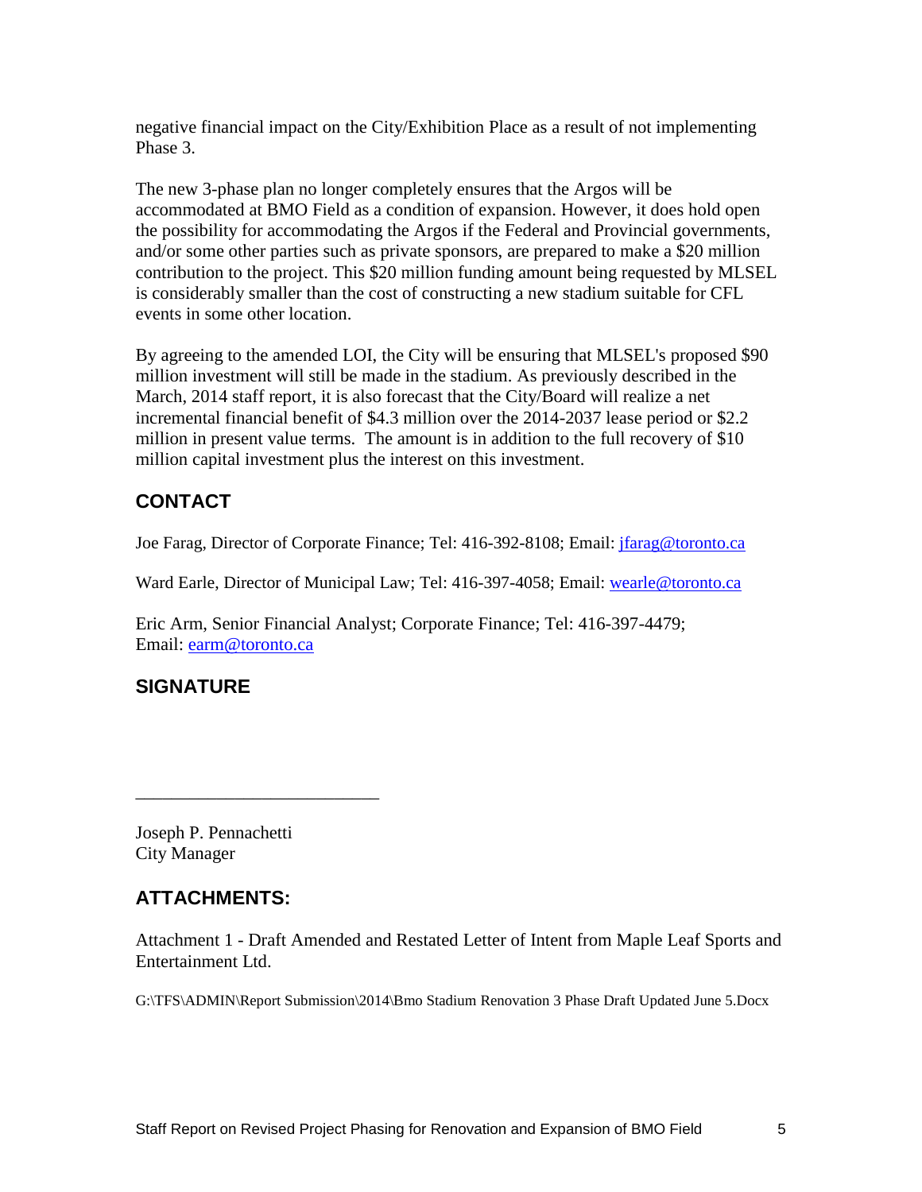negative financial impact on the City/Exhibition Place as a result of not implementing Phase 3.

The new 3-phase plan no longer completely ensures that the Argos will be accommodated at BMO Field as a condition of expansion. However, it does hold open the possibility for accommodating the Argos if the Federal and Provincial governments, and/or some other parties such as private sponsors, are prepared to make a $20 million contribution to the project. This $20 million funding amount being requested by MLSEL is considerably smaller than the cost of constructing a new stadium suitable for CFL events in some other location.

By agreeing to the amended LOI, the City will be ensuring that MLSEL's proposed $90 million investment will still be made in the stadium. As previously described in the March, 2014 staff report, it is also forecast that the City/Board will realize a net incremental financial benefit of $4.3 million over the 2014-2037 lease period or $2.2 million in present value terms. The amount is in addition to the full recovery of $10 million capital investment plus the interest on this investment.

## CONTACT

Joe Farag, Director of Corporate Finance; Tel: 416-392-8108; Email: jfarag@toronto.ca

Ward Earle, Director of Municipal Law; Tel: 416-397-4058; Email: wearle@toronto.ca

Eric Arm, Senior Financial Analyst; Corporate Finance; Tel: 416-397-4479; Email: earm@toronto.ca

## SIGNATURE

_______________________________

Joseph P. Pennachetti
City Manager

## ATTACHMENTS:

Attachment 1 - Draft Amended and Restated Letter of Intent from Maple Leaf Sports and Entertainment Ltd.

G:\TFS\ADMIN\Report Submission\2014\Bmo Stadium Renovation 3 Phase Draft Updated June 5.Docx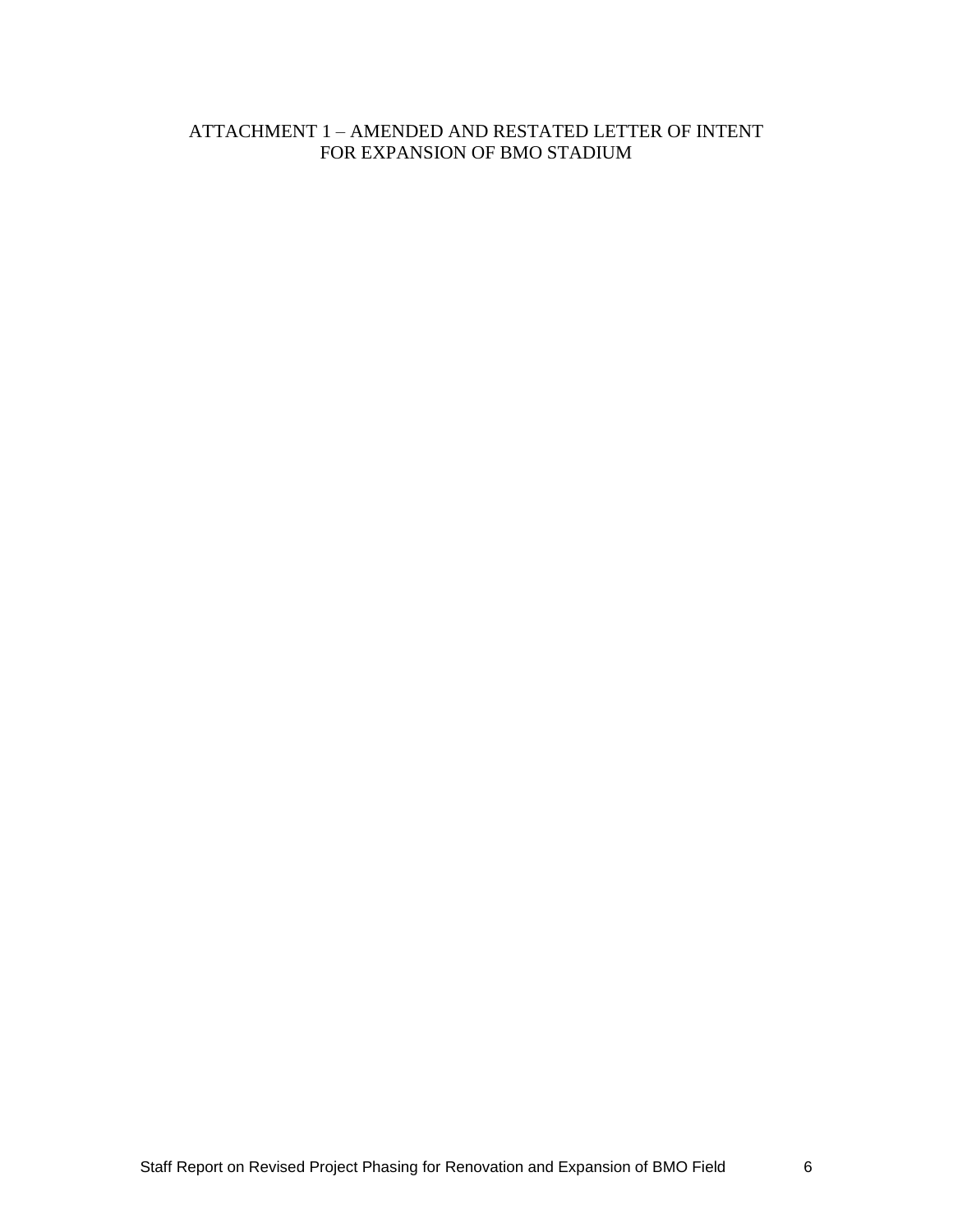# ATTACHMENT 1 – AMENDED AND RESTATED LETTER OF INTENT FOR EXPANSION OF BMO STADIUM